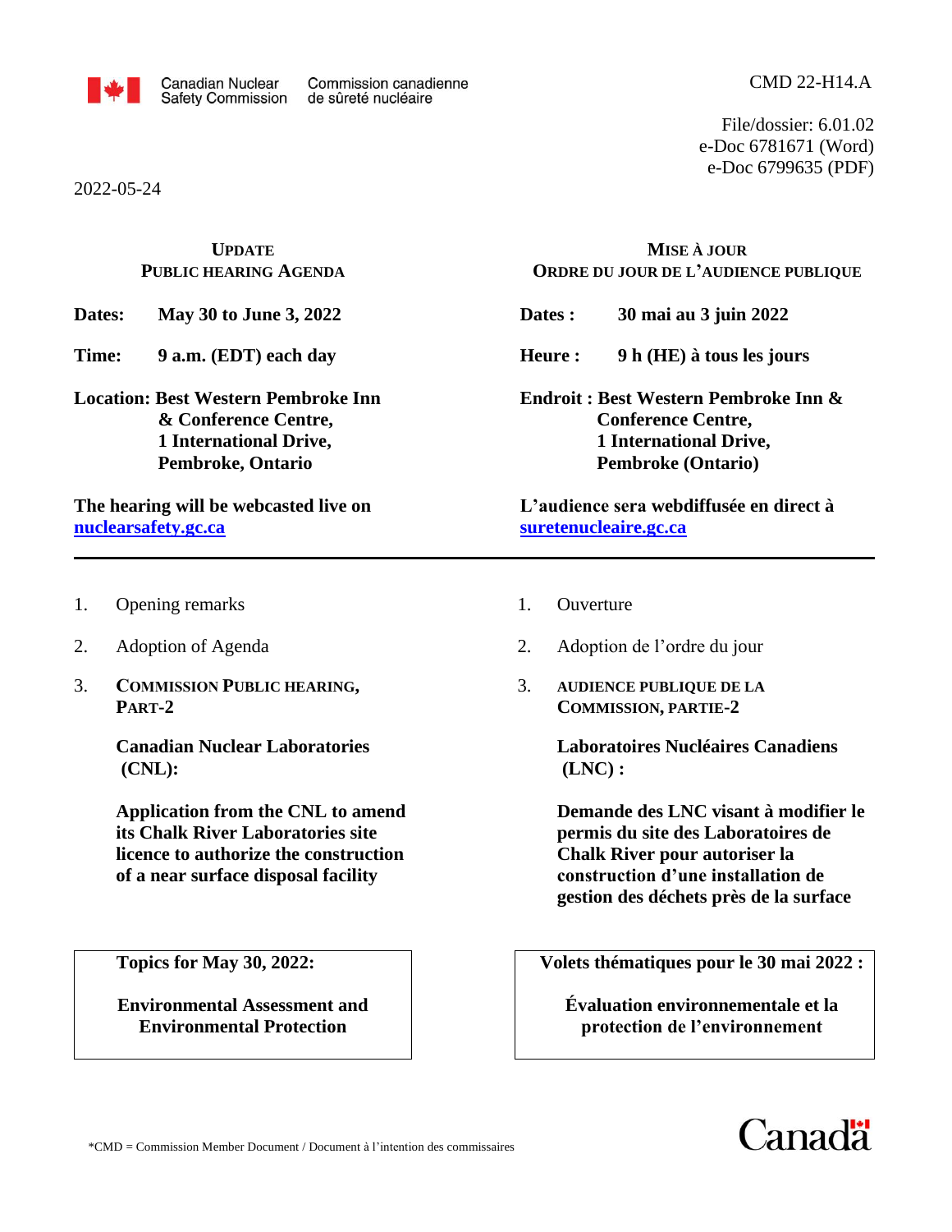Canadian Nuclear Safety Commission / Commission canadienne de sûreté nucléaire

CMD 22-H14.A

File/dossier: 6.01.02
e-Doc 6781671 (Word)
e-Doc 6799635 (PDF)

2022-05-24

## UPDATE
## PUBLIC HEARING AGENDA

**Dates:** **May 30 to June 3, 2022**

**Time:** **9 a.m. (EDT) each day**

**Location: Best Western Pembroke Inn & Conference Centre, 1 International Drive, Pembroke, Ontario**

**The hearing will be webcasted live on [nuclearsafety.gc.ca](nuclearsafety.gc.ca)**

1. Opening remarks
2. Adoption of Agenda
3. **COMMISSION PUBLIC HEARING, PART-2**

   **Canadian Nuclear Laboratories (CNL):**

   **Application from the CNL to amend its Chalk River Laboratories site licence to authorize the construction of a near surface disposal facility**

**Topics for May 30, 2022:**

**Environmental Assessment and Environmental Protection**

## MISE À JOUR
## ORDRE DU JOUR DE L'AUDIENCE PUBLIQUE

**Dates :** **30 mai au 3 juin 2022**

**Heure :** **9 h (HE) à tous les jours**

**Endroit : Best Western Pembroke Inn & Conference Centre, 1 International Drive, Pembroke (Ontario)**

**L'audience sera webdiffusée en direct à [suretenucleaire.gc.ca](suretenucleaire.gc.ca)**

1. Ouverture
2. Adoption de l'ordre du jour
3. **AUDIENCE PUBLIQUE DE LA COMMISSION, PARTIE-2**

   **Laboratoires Nucléaires Canadiens (LNC) :**

   **Demande des LNC visant à modifier le permis du site des Laboratoires de Chalk River pour autoriser la construction d'une installation de gestion des déchets près de la surface**

**Volets thématiques pour le 30 mai 2022 :**

**Évaluation environnementale et la protection de l'environnement**

*CMD = Commission Member Document / Document à l'intention des commissaires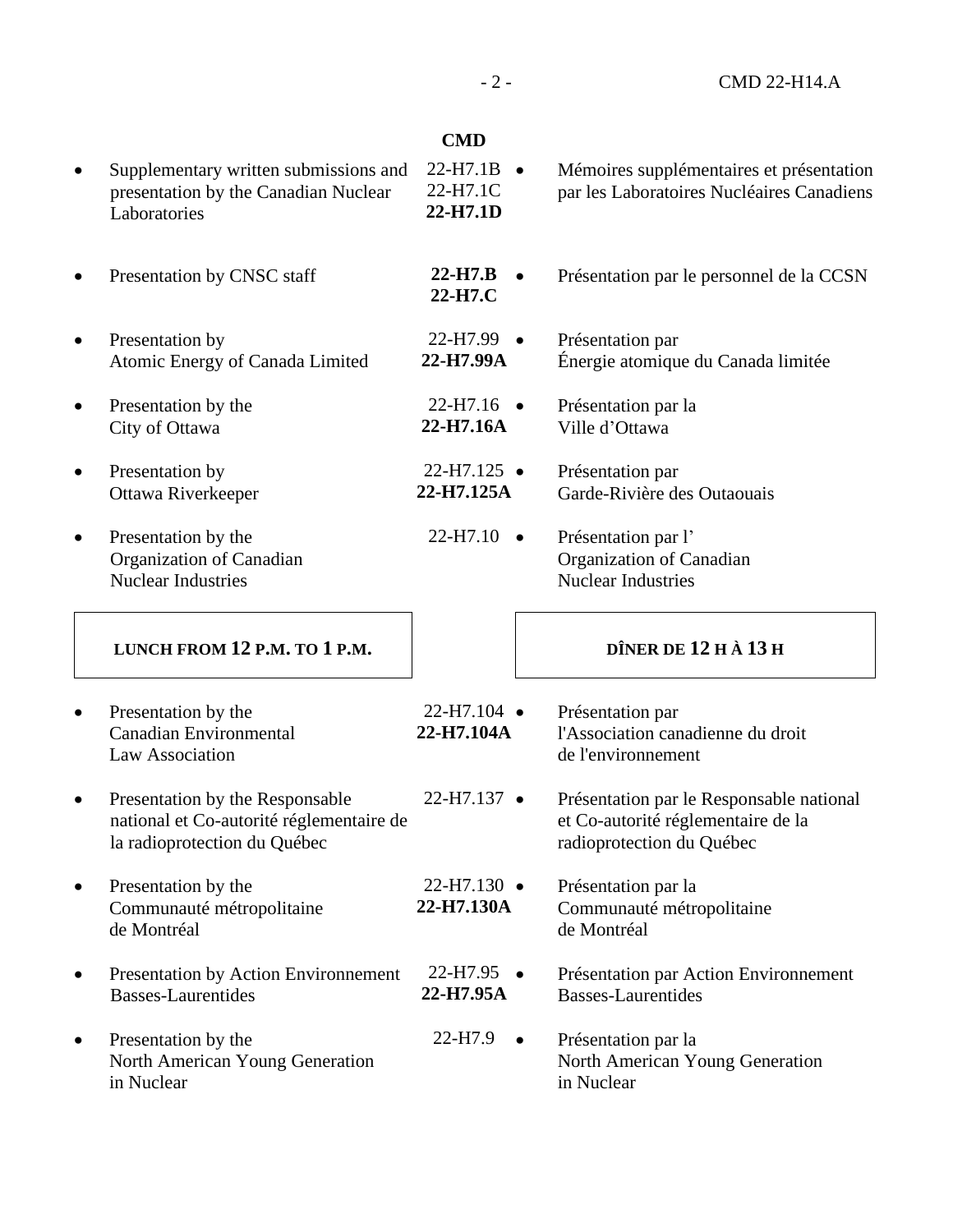| | CMD | |
|---|---|---|
| • Supplementary written submissions and presentation by the Canadian Nuclear Laboratories | 22-H7.1B<br>22-H7.1C<br>**22-H7.1D** | • Mémoires supplémentaires et présentation par les Laboratoires Nucléaires Canadiens |
| • Presentation by CNSC staff | **22-H7.B**<br>**22-H7.C** | • Présentation par le personnel de la CCSN |
| • Presentation by Atomic Energy of Canada Limited | 22-H7.99<br>**22-H7.99A** | • Présentation par Énergie atomique du Canada limitée |
| • Presentation by the City of Ottawa | 22-H7.16<br>**22-H7.16A** | • Présentation par la Ville d'Ottawa |
| • Presentation by Ottawa Riverkeeper | 22-H7.125<br>**22-H7.125A** | • Présentation par Garde-Rivière des Outaouais |
| • Presentation by the Organization of Canadian Nuclear Industries | 22-H7.10 | • Présentation par l' Organization of Canadian Nuclear Industries |
| **LUNCH FROM 12 P.M. TO 1 P.M.** | | **DÎNER DE 12 H À 13 H** |
| • Presentation by the Canadian Environmental Law Association | 22-H7.104<br>**22-H7.104A** | • Présentation par l'Association canadienne du droit de l'environnement |
| • Presentation by the Responsable national et Co-autorité réglementaire de la radioprotection du Québec | 22-H7.137 | • Présentation par le Responsable national et Co-autorité réglementaire de la radioprotection du Québec |
| • Presentation by the Communauté métropolitaine de Montréal | 22-H7.130<br>**22-H7.130A** | • Présentation par la Communauté métropolitaine de Montréal |
| • Presentation by Action Environnement Basses-Laurentides | 22-H7.95<br>**22-H7.95A** | • Présentation par Action Environnement Basses-Laurentides |
| • Presentation by the North American Young Generation in Nuclear | 22-H7.9 | • Présentation par la North American Young Generation in Nuclear |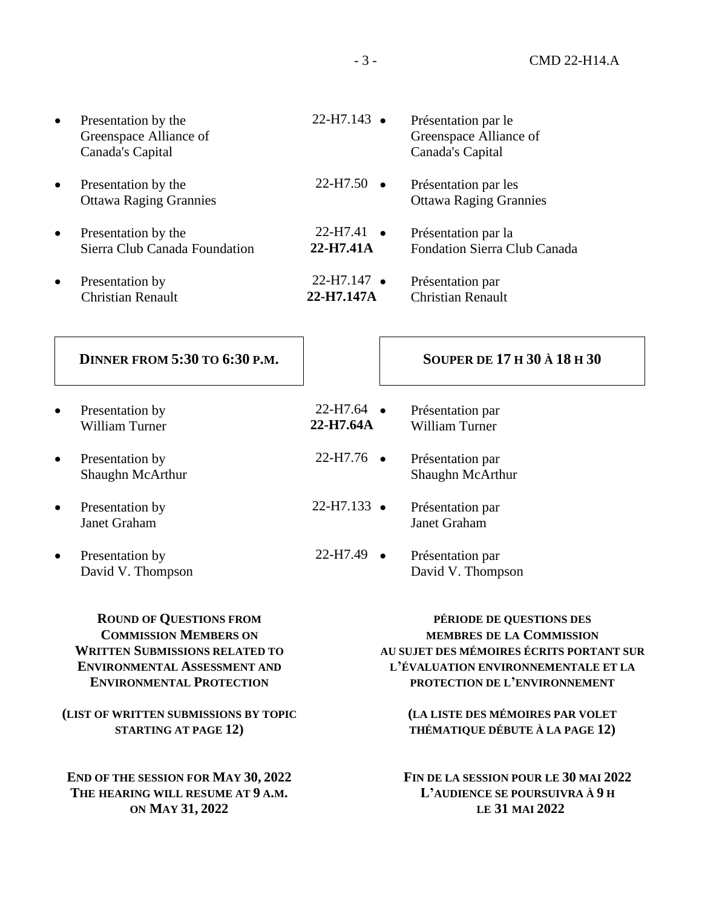| | | |
|---|---|---|
| • Presentation by the Greenspace Alliance of Canada's Capital | 22-H7.143 | • Présentation par le Greenspace Alliance of Canada's Capital |
| • Presentation by the Ottawa Raging Grannies | 22-H7.50 | • Présentation par les Ottawa Raging Grannies |
| • Presentation by the Sierra Club Canada Foundation | 22-H7.41<br>**22-H7.41A** | • Présentation par la Fondation Sierra Club Canada |
| • Presentation by Christian Renault | 22-H7.147<br>**22-H7.147A** | • Présentation par Christian Renault |

**DINNER FROM 5:30 TO 6:30 P.M.**

**SOUPER DE 17 H 30 À 18 H 30**

| | | |
|---|---|---|
| • Presentation by William Turner | 22-H7.64<br>**22-H7.64A** | • Présentation par William Turner |
| • Presentation by Shaughn McArthur | 22-H7.76 | • Présentation par Shaughn McArthur |
| • Presentation by Janet Graham | 22-H7.133 | • Présentation par Janet Graham |
| • Presentation by David V. Thompson | 22-H7.49 | • Présentation par David V. Thompson |

**ROUND OF QUESTIONS FROM COMMISSION MEMBERS ON WRITTEN SUBMISSIONS RELATED TO ENVIRONMENTAL ASSESSMENT AND ENVIRONMENTAL PROTECTION**

**(LIST OF WRITTEN SUBMISSIONS BY TOPIC STARTING AT PAGE 12)**

**PÉRIODE DE QUESTIONS DES MEMBRES DE LA COMMISSION AU SUJET DES MÉMOIRES ÉCRITS PORTANT SUR L'ÉVALUATION ENVIRONNEMENTALE ET LA PROTECTION DE L'ENVIRONNEMENT**

**(LA LISTE DES MÉMOIRES PAR VOLET THÉMATIQUE DÉBUTE À LA PAGE 12)**

**END OF THE SESSION FOR MAY 30, 2022**
**THE HEARING WILL RESUME AT 9 A.M. ON MAY 31, 2022**

**FIN DE LA SESSION POUR LE 30 MAI 2022**
**L'AUDIENCE SE POURSUIVRA À 9 H LE 31 MAI 2022**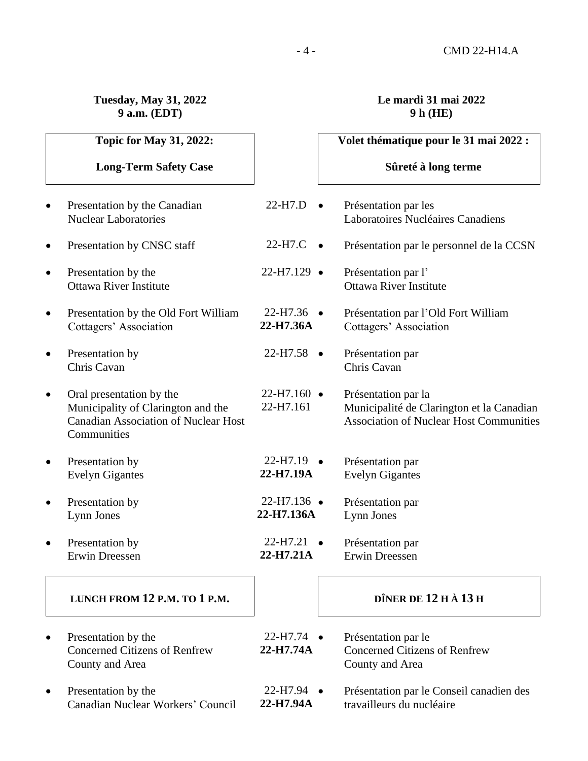**Tuesday, May 31, 2022**
**9 a.m. (EDT)**

**Le mardi 31 mai 2022**
**9 h (HE)**

| **Topic for May 31, 2022:** **Long-Term Safety Case** | | **Volet thématique pour le 31 mai 2022 :** **Sûreté à long terme** |
|---|---|---|
| • Presentation by the Canadian Nuclear Laboratories | 22-H7.D | • Présentation par les Laboratoires Nucléaires Canadiens |
| • Presentation by CNSC staff | 22-H7.C | • Présentation par le personnel de la CCSN |
| • Presentation by the Ottawa River Institute | 22-H7.129 | • Présentation par l' Ottawa River Institute |
| • Presentation by the Old Fort William Cottagers' Association | 22-H7.36 **22-H7.36A** | • Présentation par l'Old Fort William Cottagers' Association |
| • Presentation by Chris Cavan | 22-H7.58 | • Présentation par Chris Cavan |
| • Oral presentation by the Municipality of Clarington and the Canadian Association of Nuclear Host Communities | 22-H7.160 22-H7.161 | • Présentation par la Municipalité de Clarington et la Canadian Association of Nuclear Host Communities |
| • Presentation by Evelyn Gigantes | 22-H7.19 **22-H7.19A** | • Présentation par Evelyn Gigantes |
| • Presentation by Lynn Jones | 22-H7.136 **22-H7.136A** | • Présentation par Lynn Jones |
| • Presentation by Erwin Dreessen | 22-H7.21 **22-H7.21A** | • Présentation par Erwin Dreessen |
| **LUNCH FROM 12 P.M. TO 1 P.M.** | | **DÎNER DE 12 H À 13 H** |
| • Presentation by the Concerned Citizens of Renfrew County and Area | 22-H7.74 **22-H7.74A** | • Présentation par le Concerned Citizens of Renfrew County and Area |
| • Presentation by the Canadian Nuclear Workers' Council | 22-H7.94 **22-H7.94A** | • Présentation par le Conseil canadien des travailleurs du nucléaire |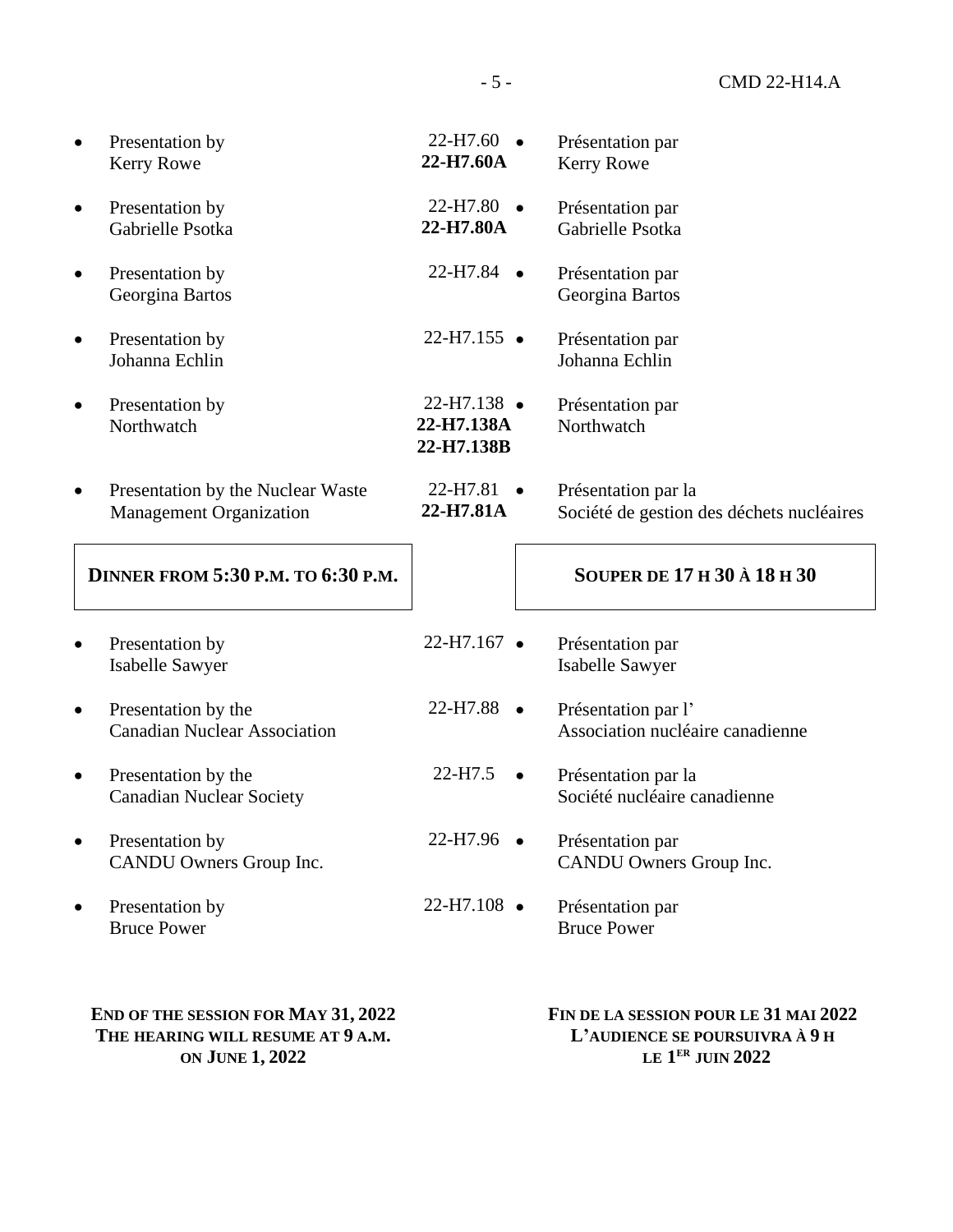| | | |
|---|---|---|
| • Presentation by Kerry Rowe | 22-H7.60<br>**22-H7.60A** | • Présentation par Kerry Rowe |
| • Presentation by Gabrielle Psotka | 22-H7.80<br>**22-H7.80A** | • Présentation par Gabrielle Psotka |
| • Presentation by Georgina Bartos | 22-H7.84 | • Présentation par Georgina Bartos |
| • Presentation by Johanna Echlin | 22-H7.155 | • Présentation par Johanna Echlin |
| • Presentation by Northwatch | 22-H7.138<br>**22-H7.138A**<br>**22-H7.138B** | • Présentation par Northwatch |
| • Presentation by the Nuclear Waste Management Organization | 22-H7.81<br>**22-H7.81A** | • Présentation par la Société de gestion des déchets nucléaires |
| **DINNER FROM 5:30 P.M. TO 6:30 P.M.** | | **SOUPER DE 17 H 30 À 18 H 30** |
| • Presentation by Isabelle Sawyer | 22-H7.167 | • Présentation par Isabelle Sawyer |
| • Presentation by the Canadian Nuclear Association | 22-H7.88 | • Présentation par l' Association nucléaire canadienne |
| • Presentation by the Canadian Nuclear Society | 22-H7.5 | • Présentation par la Société nucléaire canadienne |
| • Presentation by CANDU Owners Group Inc. | 22-H7.96 | • Présentation par CANDU Owners Group Inc. |
| • Presentation by Bruce Power | 22-H7.108 | • Présentation par Bruce Power |

**END OF THE SESSION FOR MAY 31, 2022**
**THE HEARING WILL RESUME AT 9 A.M. ON JUNE 1, 2022**

**FIN DE LA SESSION POUR LE 31 MAI 2022**
**L'AUDIENCE SE POURSUIVRA À 9 H LE 1ER JUIN 2022**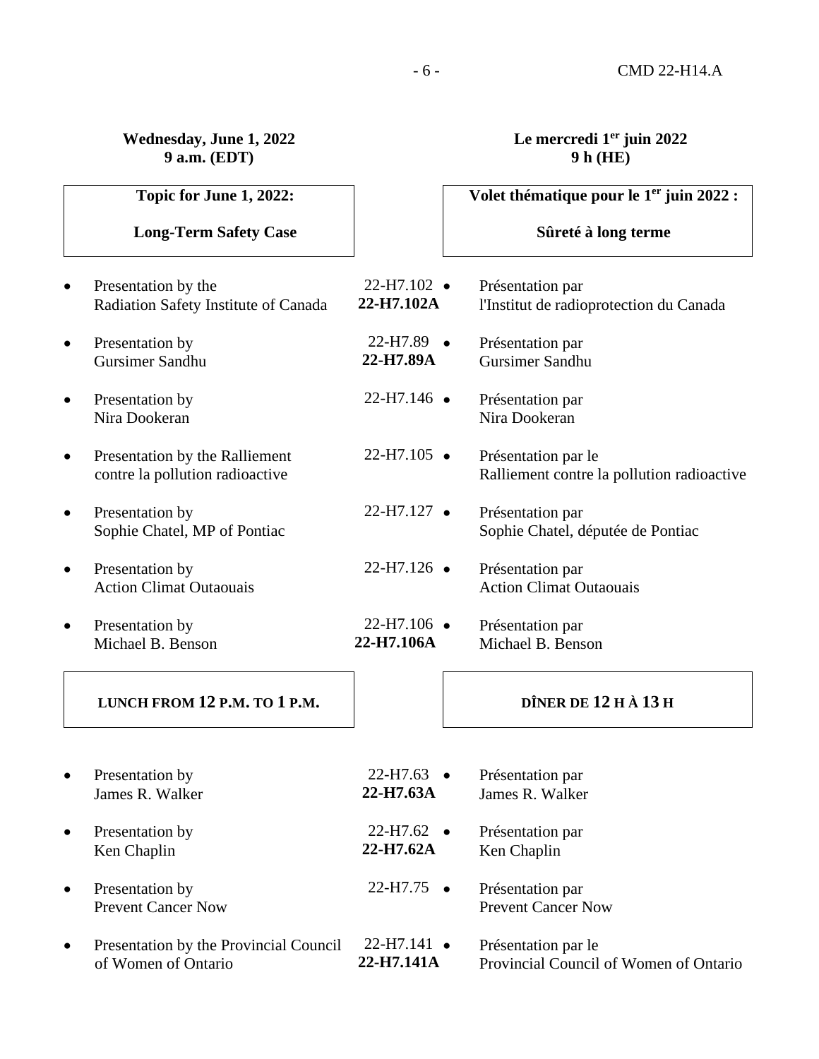**Wednesday, June 1, 2022**
**9 a.m. (EDT)**

**Le mercredi 1er juin 2022**
**9 h (HE)**

| | | |
|---|---|---|
| **Topic for June 1, 2022:** **Long-Term Safety Case** | | **Volet thématique pour le 1er juin 2022 :** **Sûreté à long terme** |
| • Presentation by the Radiation Safety Institute of Canada | 22-H7.102 **22-H7.102A** | • Présentation par l'Institut de radioprotection du Canada |
| • Presentation by Gursimer Sandhu | 22-H7.89 **22-H7.89A** | • Présentation par Gursimer Sandhu |
| • Presentation by Nira Dookeran | 22-H7.146 | • Présentation par Nira Dookeran |
| • Presentation by the Ralliement contre la pollution radioactive | 22-H7.105 | • Présentation par le Ralliement contre la pollution radioactive |
| • Presentation by Sophie Chatel, MP of Pontiac | 22-H7.127 | • Présentation par Sophie Chatel, députée de Pontiac |
| • Presentation by Action Climat Outaouais | 22-H7.126 | • Présentation par Action Climat Outaouais |
| • Presentation by Michael B. Benson | 22-H7.106 **22-H7.106A** | • Présentation par Michael B. Benson |
| **LUNCH FROM 12 P.M. TO 1 P.M.** | | **DÎNER DE 12 H À 13 H** |
| • Presentation by James R. Walker | 22-H7.63 **22-H7.63A** | • Présentation par James R. Walker |
| • Presentation by Ken Chaplin | 22-H7.62 **22-H7.62A** | • Présentation par Ken Chaplin |
| • Presentation by Prevent Cancer Now | 22-H7.75 | • Présentation par Prevent Cancer Now |
| • Presentation by the Provincial Council of Women of Ontario | 22-H7.141 **22-H7.141A** | • Présentation par le Provincial Council of Women of Ontario |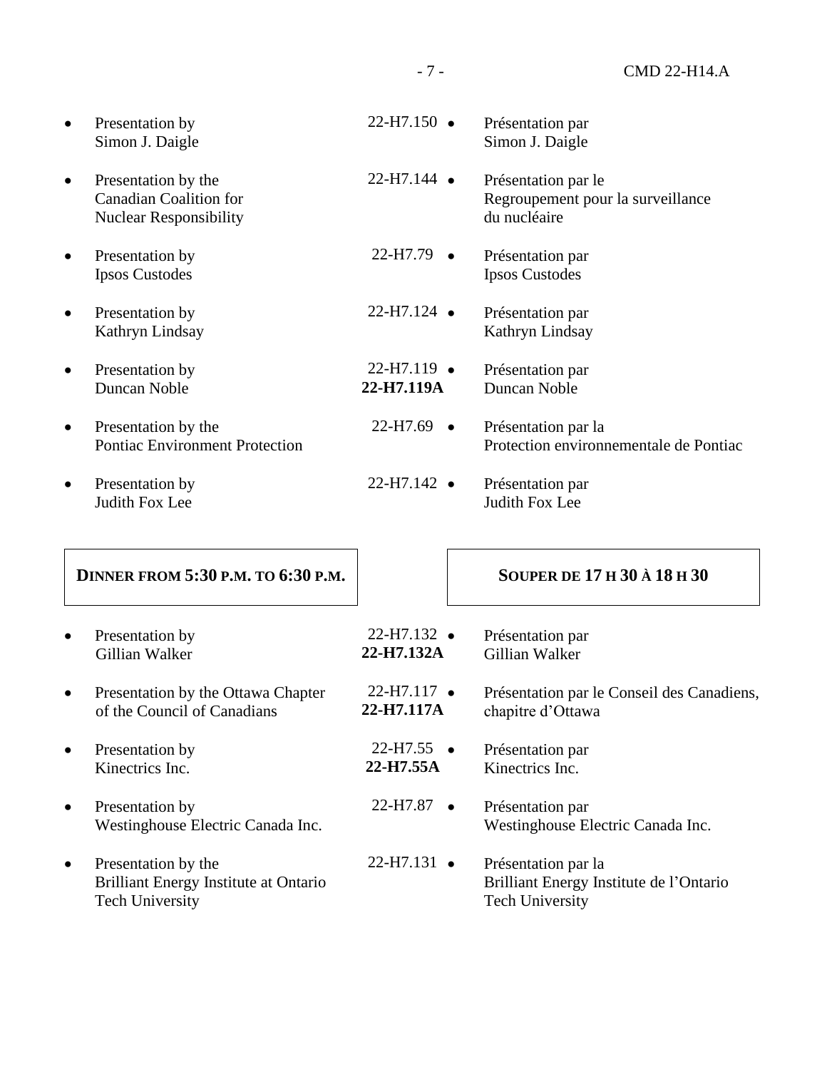| | | |
|---|---|---|
| • Presentation by Simon J. Daigle | 22-H7.150 | • Présentation par Simon J. Daigle |
| • Presentation by the Canadian Coalition for Nuclear Responsibility | 22-H7.144 | • Présentation par le Regroupement pour la surveillance du nucléaire |
| • Presentation by Ipsos Custodes | 22-H7.79 | • Présentation par Ipsos Custodes |
| • Presentation by Kathryn Lindsay | 22-H7.124 | • Présentation par Kathryn Lindsay |
| • Presentation by Duncan Noble | 22-H7.119 **22-H7.119A** | • Présentation par Duncan Noble |
| • Presentation by the Pontiac Environment Protection | 22-H7.69 | • Présentation par la Protection environnementale de Pontiac |
| • Presentation by Judith Fox Lee | 22-H7.142 | • Présentation par Judith Fox Lee |

**DINNER FROM 5:30 P.M. TO 6:30 P.M.**

**SOUPER DE 17 H 30 À 18 H 30**

| | | |
|---|---|---|
| • Presentation by Gillian Walker | 22-H7.132 **22-H7.132A** | • Présentation par Gillian Walker |
| • Presentation by the Ottawa Chapter of the Council of Canadians | 22-H7.117 **22-H7.117A** | • Présentation par le Conseil des Canadiens, chapitre d'Ottawa |
| • Presentation by Kinectrics Inc. | 22-H7.55 **22-H7.55A** | • Présentation par Kinectrics Inc. |
| • Presentation by Westinghouse Electric Canada Inc. | 22-H7.87 | • Présentation par Westinghouse Electric Canada Inc. |
| • Presentation by the Brilliant Energy Institute at Ontario Tech University | 22-H7.131 | • Présentation par la Brilliant Energy Institute de l'Ontario Tech University |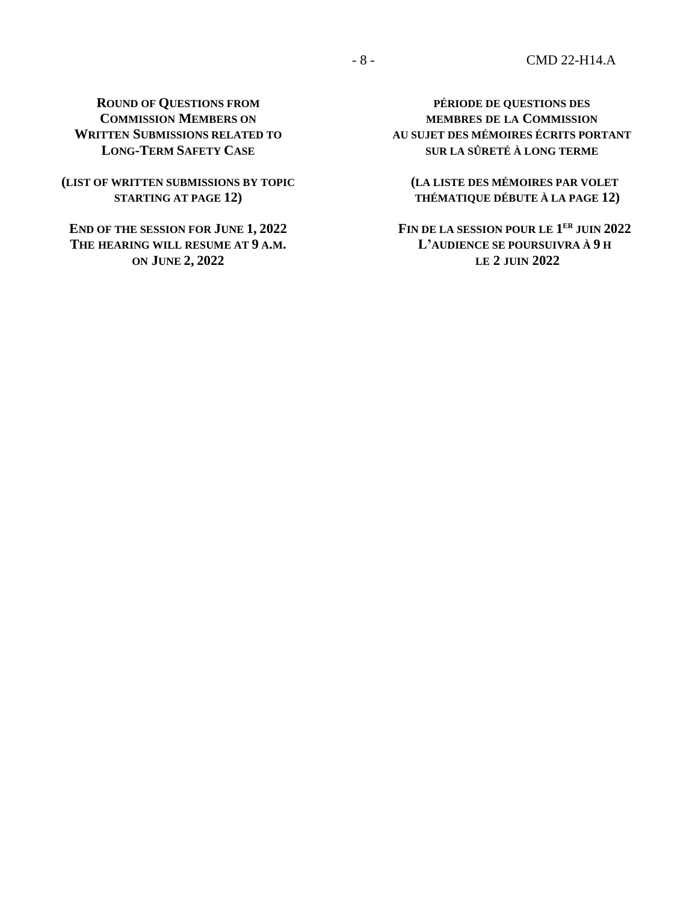**ROUND OF QUESTIONS FROM COMMISSION MEMBERS ON WRITTEN SUBMISSIONS RELATED TO LONG-TERM SAFETY CASE**

**(LIST OF WRITTEN SUBMISSIONS BY TOPIC STARTING AT PAGE 12)**

**END OF THE SESSION FOR JUNE 1, 2022**
**THE HEARING WILL RESUME AT 9 A.M. ON JUNE 2, 2022**

**PÉRIODE DE QUESTIONS DES MEMBRES DE LA COMMISSION AU SUJET DES MÉMOIRES ÉCRITS PORTANT SUR LA SÛRETÉ À LONG TERME**

**(LA LISTE DES MÉMOIRES PAR VOLET THÉMATIQUE DÉBUTE À LA PAGE 12)**

**FIN DE LA SESSION POUR LE 1ER JUIN 2022**
**L'AUDIENCE SE POURSUIVRA À 9 H LE 2 JUIN 2022**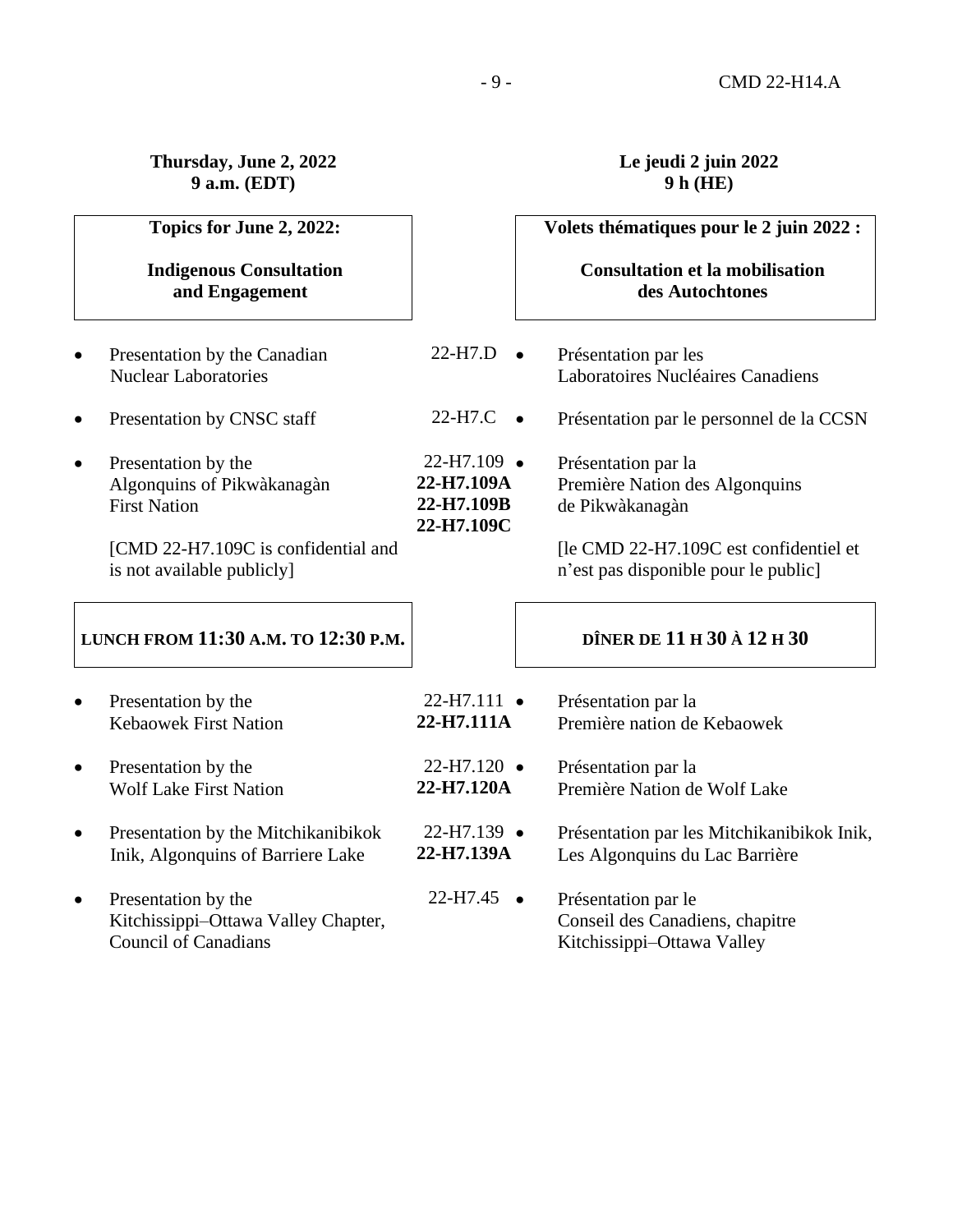**Thursday, June 2, 2022**
**9 a.m. (EDT)**

**Le jeudi 2 juin 2022**
**9 h (HE)**

| Topics for June 2, 2022: Indigenous Consultation and Engagement | | Volets thématiques pour le 2 juin 2022 : Consultation et la mobilisation des Autochtones |
|---|---|---|
| Presentation by the Canadian Nuclear Laboratories | 22-H7.D | Présentation par les Laboratoires Nucléaires Canadiens |
| Presentation by CNSC staff | 22-H7.C | Présentation par le personnel de la CCSN |
| Presentation by the Algonquins of Pikwàkanagàn First Nation [CMD 22-H7.109C is confidential and is not available publicly] | 22-H7.109 **22-H7.109A** **22-H7.109B** **22-H7.109C** | Présentation par la Première Nation des Algonquins de Pikwàkanagàn [le CMD 22-H7.109C est confidentiel et n'est pas disponible pour le public] |
| **LUNCH FROM 11:30 A.M. TO 12:30 P.M.** | | **DÎNER DE 11 H 30 À 12 H 30** |
| Presentation by the Kebaowek First Nation | 22-H7.111 **22-H7.111A** | Présentation par la Première nation de Kebaowek |
| Presentation by the Wolf Lake First Nation | 22-H7.120 **22-H7.120A** | Présentation par la Première Nation de Wolf Lake |
| Presentation by the Mitchikanibikok Inik, Algonquins of Barriere Lake | 22-H7.139 **22-H7.139A** | Présentation par les Mitchikanibikok Inik, Les Algonquins du Lac Barrière |
| Presentation by the Kitchissippi–Ottawa Valley Chapter, Council of Canadians | 22-H7.45 | Présentation par le Conseil des Canadiens, chapitre Kitchissippi–Ottawa Valley |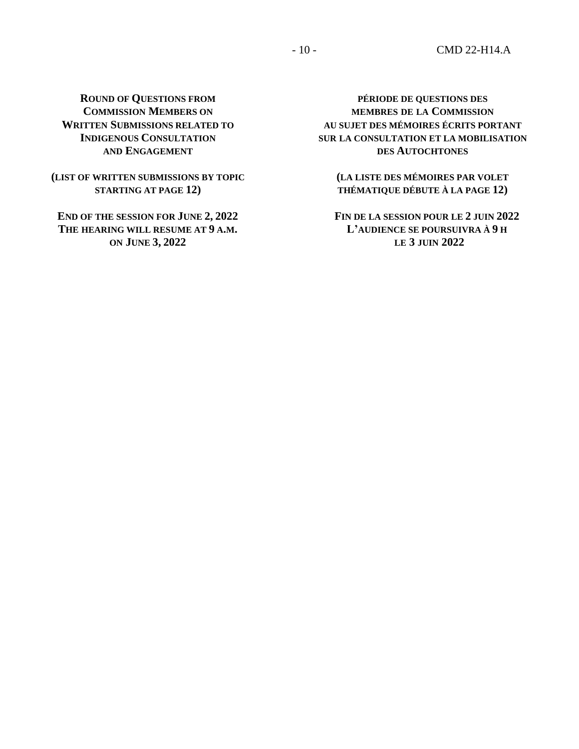**ROUND OF QUESTIONS FROM COMMISSION MEMBERS ON WRITTEN SUBMISSIONS RELATED TO INDIGENOUS CONSULTATION AND ENGAGEMENT**

**(LIST OF WRITTEN SUBMISSIONS BY TOPIC STARTING AT PAGE 12)**

**END OF THE SESSION FOR JUNE 2, 2022**
**THE HEARING WILL RESUME AT 9 A.M. ON JUNE 3, 2022**

**PÉRIODE DE QUESTIONS DES MEMBRES DE LA COMMISSION AU SUJET DES MÉMOIRES ÉCRITS PORTANT SUR LA CONSULTATION ET LA MOBILISATION DES AUTOCHTONES**

**(LA LISTE DES MÉMOIRES PAR VOLET THÉMATIQUE DÉBUTE À LA PAGE 12)**

**FIN DE LA SESSION POUR LE 2 JUIN 2022**
**L'AUDIENCE SE POURSUIVRA À 9 H LE 3 JUIN 2022**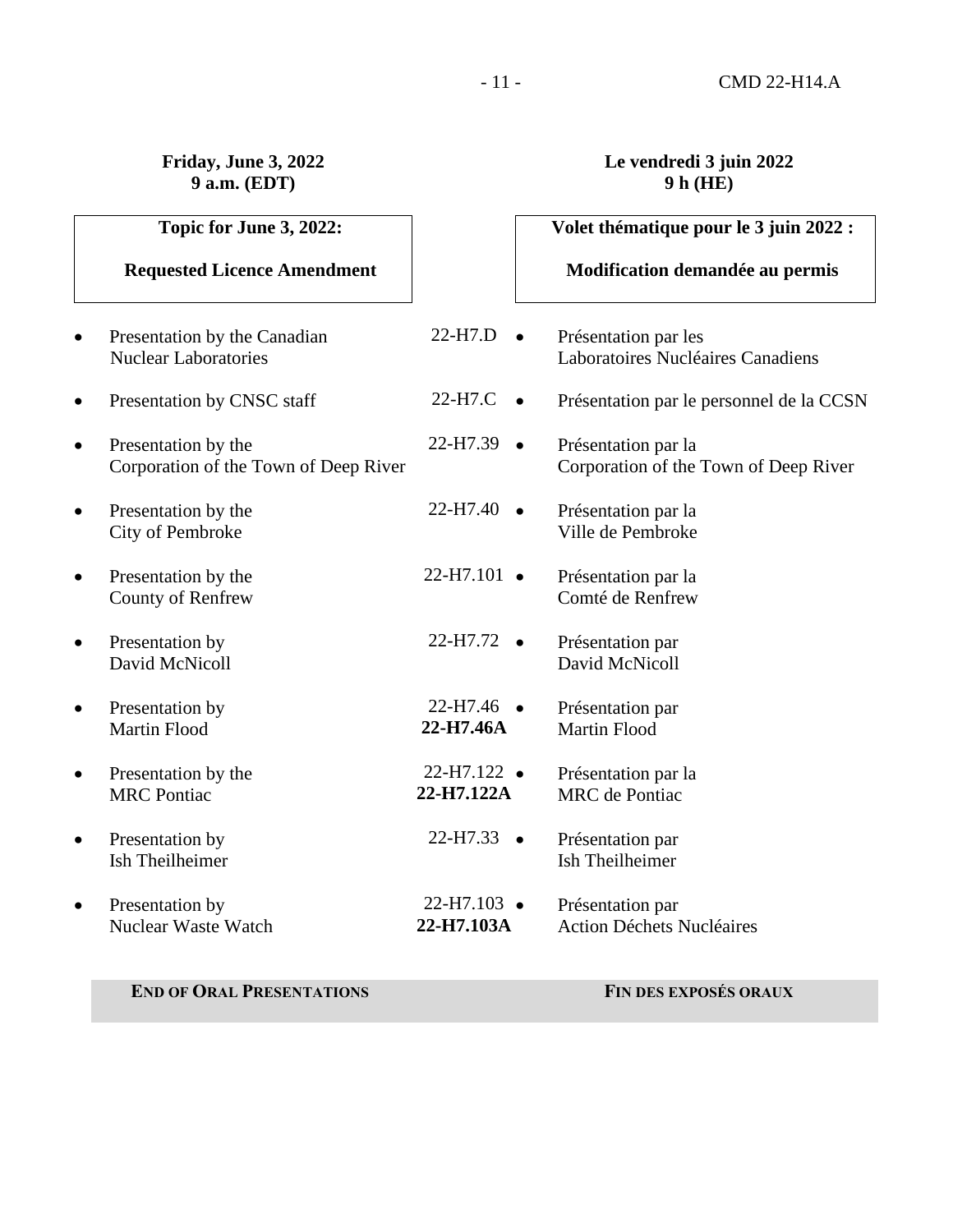**Friday, June 3, 2022**
**9 a.m. (EDT)**

**Le vendredi 3 juin 2022**
**9 h (HE)**

| **Topic for June 3, 2022:** **Requested Licence Amendment** | | **Volet thématique pour le 3 juin 2022 :** **Modification demandée au permis** |
|---|---|---|
| • Presentation by the Canadian Nuclear Laboratories | 22-H7.D | • Présentation par les Laboratoires Nucléaires Canadiens |
| • Presentation by CNSC staff | 22-H7.C | • Présentation par le personnel de la CCSN |
| • Presentation by the Corporation of the Town of Deep River | 22-H7.39 | • Présentation par la Corporation of the Town of Deep River |
| • Presentation by the City of Pembroke | 22-H7.40 | • Présentation par la Ville de Pembroke |
| • Presentation by the County of Renfrew | 22-H7.101 | • Présentation par la Comté de Renfrew |
| • Presentation by David McNicoll | 22-H7.72 | • Présentation par David McNicoll |
| • Presentation by Martin Flood | 22-H7.46 **22-H7.46A** | • Présentation par Martin Flood |
| • Presentation by the MRC Pontiac | 22-H7.122 **22-H7.122A** | • Présentation par la MRC de Pontiac |
| • Presentation by Ish Theilheimer | 22-H7.33 | • Présentation par Ish Theilheimer |
| • Presentation by Nuclear Waste Watch | 22-H7.103 **22-H7.103A** | • Présentation par Action Déchets Nucléaires |

**END OF ORAL PRESENTATIONS** **FIN DES EXPOSÉS ORAUX**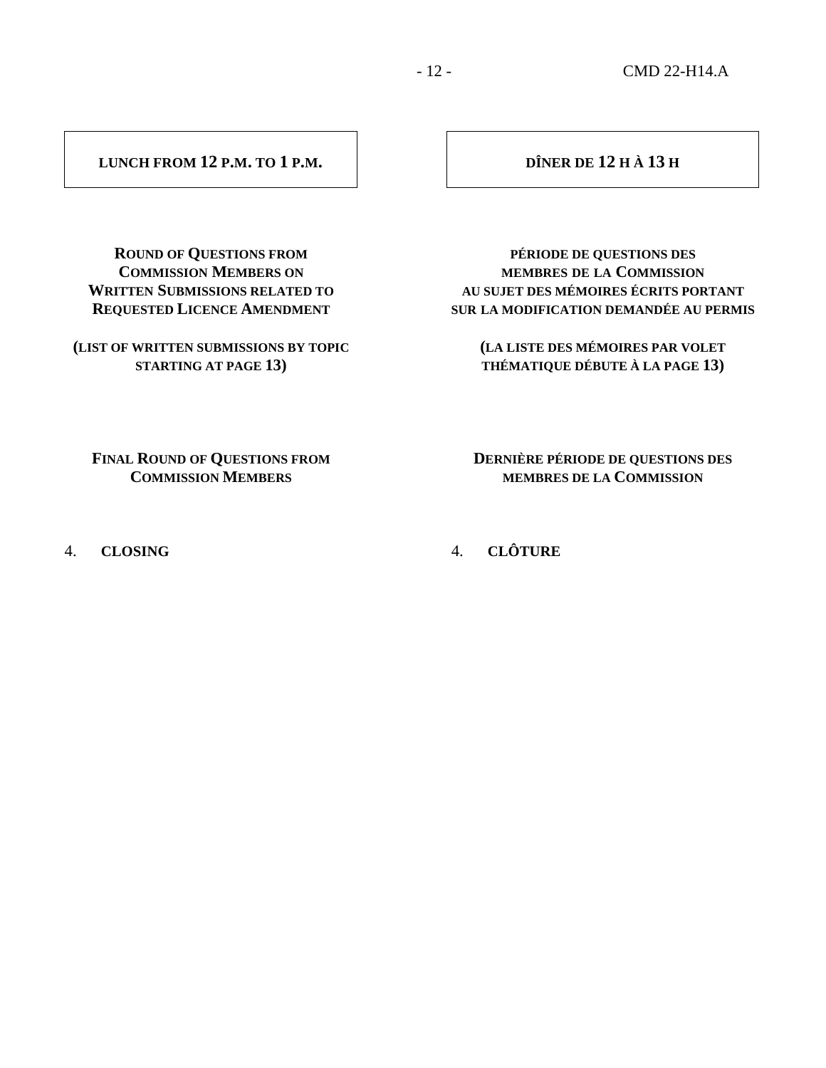**LUNCH FROM 12 P.M. TO 1 P.M.**

**DÎNER DE 12 H À 13 H**

**ROUND OF QUESTIONS FROM COMMISSION MEMBERS ON WRITTEN SUBMISSIONS RELATED TO REQUESTED LICENCE AMENDMENT**

**(LIST OF WRITTEN SUBMISSIONS BY TOPIC STARTING AT PAGE 13)**

**PÉRIODE DE QUESTIONS DES MEMBRES DE LA COMMISSION AU SUJET DES MÉMOIRES ÉCRITS PORTANT SUR LA MODIFICATION DEMANDÉE AU PERMIS**

**(LA LISTE DES MÉMOIRES PAR VOLET THÉMATIQUE DÉBUTE À LA PAGE 13)**

**FINAL ROUND OF QUESTIONS FROM COMMISSION MEMBERS**

**DERNIÈRE PÉRIODE DE QUESTIONS DES MEMBRES DE LA COMMISSION**

4. **CLOSING**

4. **CLÔTURE**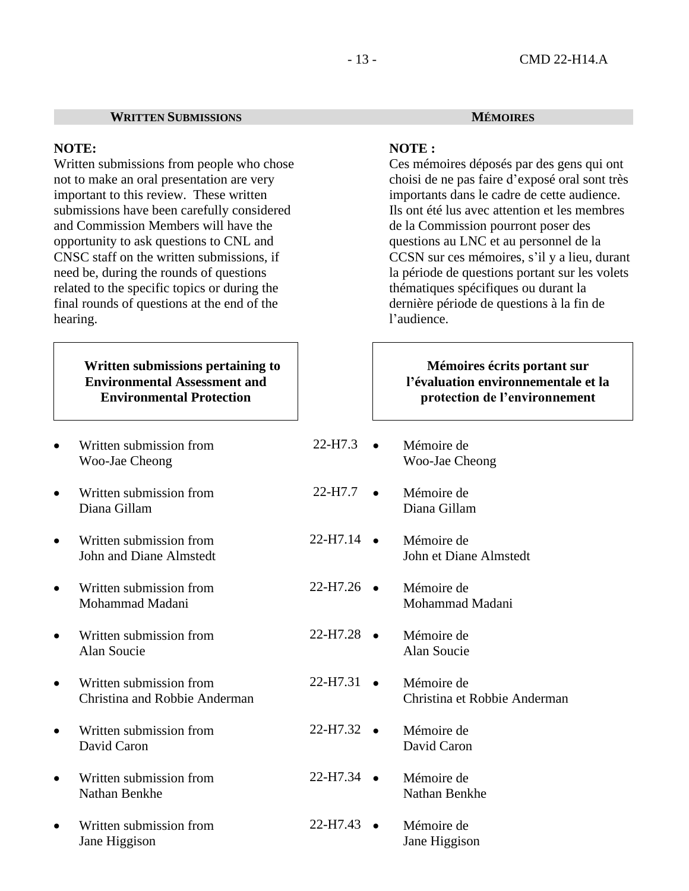## WRITTEN SUBMISSIONS / MÉMOIRES

**NOTE:**
Written submissions from people who chose not to make an oral presentation are very important to this review. These written submissions have been carefully considered and Commission Members will have the opportunity to ask questions to CNL and CNSC staff on the written submissions, if need be, during the rounds of questions related to the specific topics or during the final rounds of questions at the end of the hearing.

**NOTE :**
Ces mémoires déposés par des gens qui ont choisi de ne pas faire d'exposé oral sont très importants dans le cadre de cette audience. Ils ont été lus avec attention et les membres de la Commission pourront poser des questions au LNC et au personnel de la CCSN sur ces mémoires, s'il y a lieu, durant la période de questions portant sur les volets thématiques spécifiques ou durant la dernière période de questions à la fin de l'audience.

### Written submissions pertaining to Environmental Assessment and Environmental Protection / Mémoires écrits portant sur l'évaluation environnementale et la protection de l'environnement

| English | CMD | Français |
|---|---|---|
| • Written submission from Woo-Jae Cheong | 22-H7.3 | • Mémoire de Woo-Jae Cheong |
| • Written submission from Diana Gillam | 22-H7.7 | • Mémoire de Diana Gillam |
| • Written submission from John and Diane Almstedt | 22-H7.14 | • Mémoire de John et Diane Almstedt |
| • Written submission from Mohammad Madani | 22-H7.26 | • Mémoire de Mohammad Madani |
| • Written submission from Alan Soucie | 22-H7.28 | • Mémoire de Alan Soucie |
| • Written submission from Christina and Robbie Anderman | 22-H7.31 | • Mémoire de Christina et Robbie Anderman |
| • Written submission from David Caron | 22-H7.32 | • Mémoire de David Caron |
| • Written submission from Nathan Benkhe | 22-H7.34 | • Mémoire de Nathan Benkhe |
| • Written submission from Jane Higgison | 22-H7.43 | • Mémoire de Jane Higgison |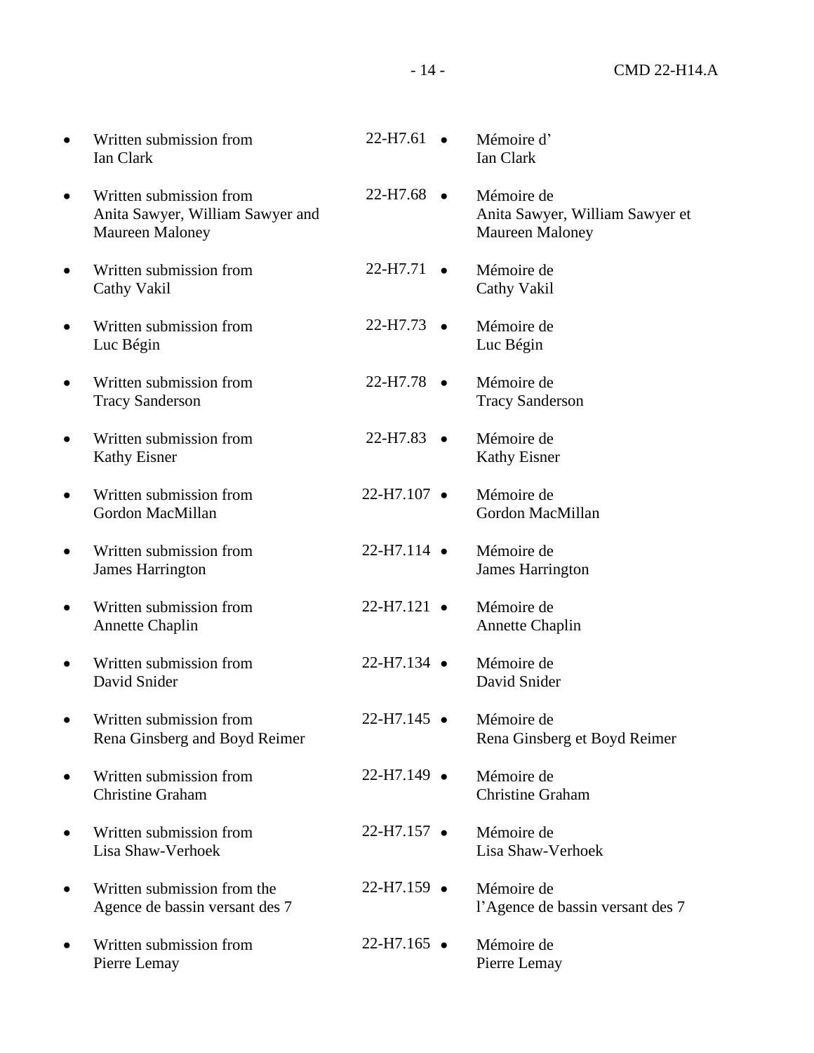| English | Reference | Français |
| --- | --- | --- |
| • Written submission from Ian Clark | 22-H7.61 | • Mémoire d' Ian Clark |
| • Written submission from Anita Sawyer, William Sawyer and Maureen Maloney | 22-H7.68 | • Mémoire de Anita Sawyer, William Sawyer et Maureen Maloney |
| • Written submission from Cathy Vakil | 22-H7.71 | • Mémoire de Cathy Vakil |
| • Written submission from Luc Bégin | 22-H7.73 | • Mémoire de Luc Bégin |
| • Written submission from Tracy Sanderson | 22-H7.78 | • Mémoire de Tracy Sanderson |
| • Written submission from Kathy Eisner | 22-H7.83 | • Mémoire de Kathy Eisner |
| • Written submission from Gordon MacMillan | 22-H7.107 | • Mémoire de Gordon MacMillan |
| • Written submission from James Harrington | 22-H7.114 | • Mémoire de James Harrington |
| • Written submission from Annette Chaplin | 22-H7.121 | • Mémoire de Annette Chaplin |
| • Written submission from David Snider | 22-H7.134 | • Mémoire de David Snider |
| • Written submission from Rena Ginsberg and Boyd Reimer | 22-H7.145 | • Mémoire de Rena Ginsberg et Boyd Reimer |
| • Written submission from Christine Graham | 22-H7.149 | • Mémoire de Christine Graham |
| • Written submission from Lisa Shaw-Verhoek | 22-H7.157 | • Mémoire de Lisa Shaw-Verhoek |
| • Written submission from the Agence de bassin versant des 7 | 22-H7.159 | • Mémoire de l'Agence de bassin versant des 7 |
| • Written submission from Pierre Lemay | 22-H7.165 | • Mémoire de Pierre Lemay |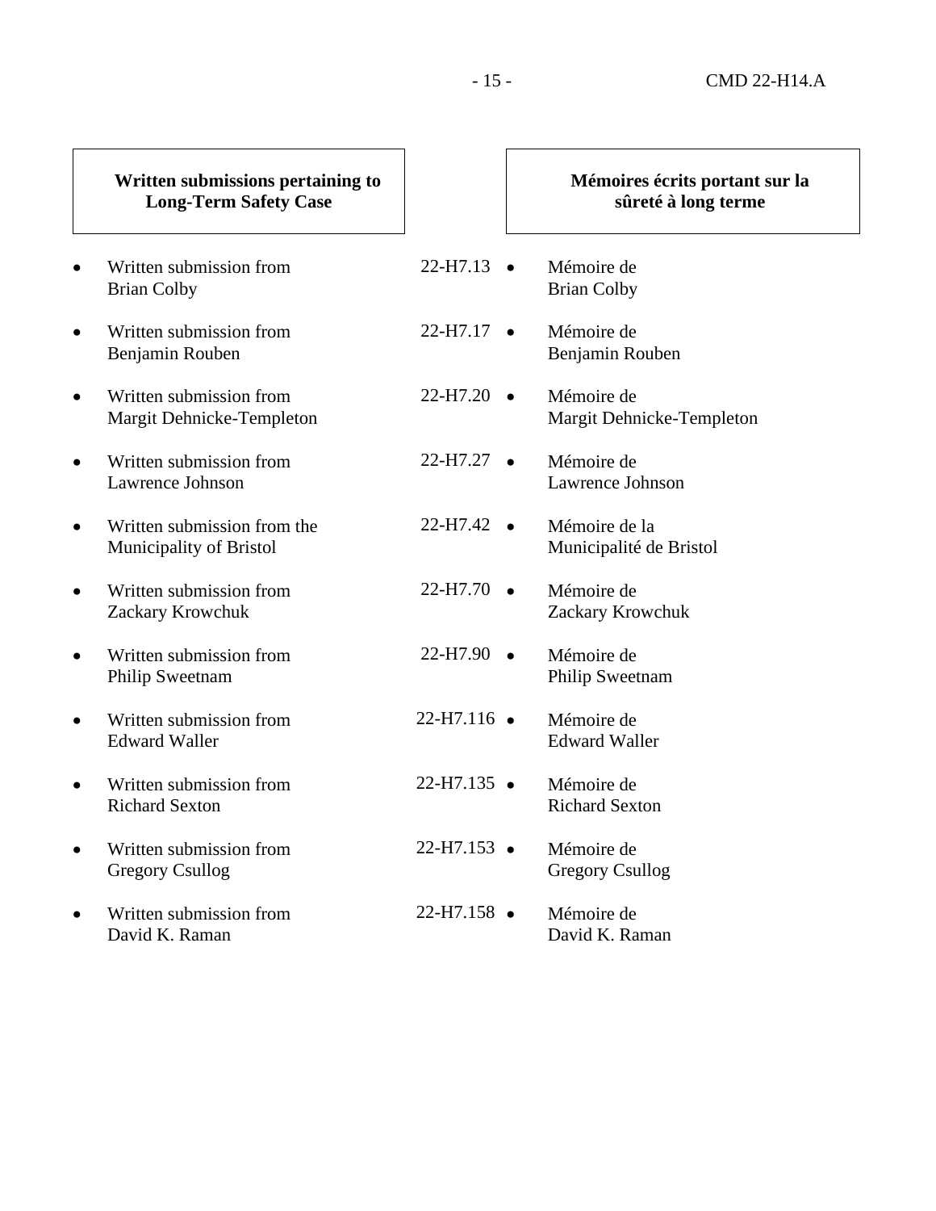| Written submissions pertaining to Long-Term Safety Case | | Mémoires écrits portant sur la sûreté à long terme |
|---|---|---|
| • Written submission from Brian Colby | 22-H7.13 | • Mémoire de Brian Colby |
| • Written submission from Benjamin Rouben | 22-H7.17 | • Mémoire de Benjamin Rouben |
| • Written submission from Margit Dehnicke-Templeton | 22-H7.20 | • Mémoire de Margit Dehnicke-Templeton |
| • Written submission from Lawrence Johnson | 22-H7.27 | • Mémoire de Lawrence Johnson |
| • Written submission from the Municipality of Bristol | 22-H7.42 | • Mémoire de la Municipalité de Bristol |
| • Written submission from Zackary Krowchuk | 22-H7.70 | • Mémoire de Zackary Krowchuk |
| • Written submission from Philip Sweetnam | 22-H7.90 | • Mémoire de Philip Sweetnam |
| • Written submission from Edward Waller | 22-H7.116 | • Mémoire de Edward Waller |
| • Written submission from Richard Sexton | 22-H7.135 | • Mémoire de Richard Sexton |
| • Written submission from Gregory Csullog | 22-H7.153 | • Mémoire de Gregory Csullog |
| • Written submission from David K. Raman | 22-H7.158 | • Mémoire de David K. Raman |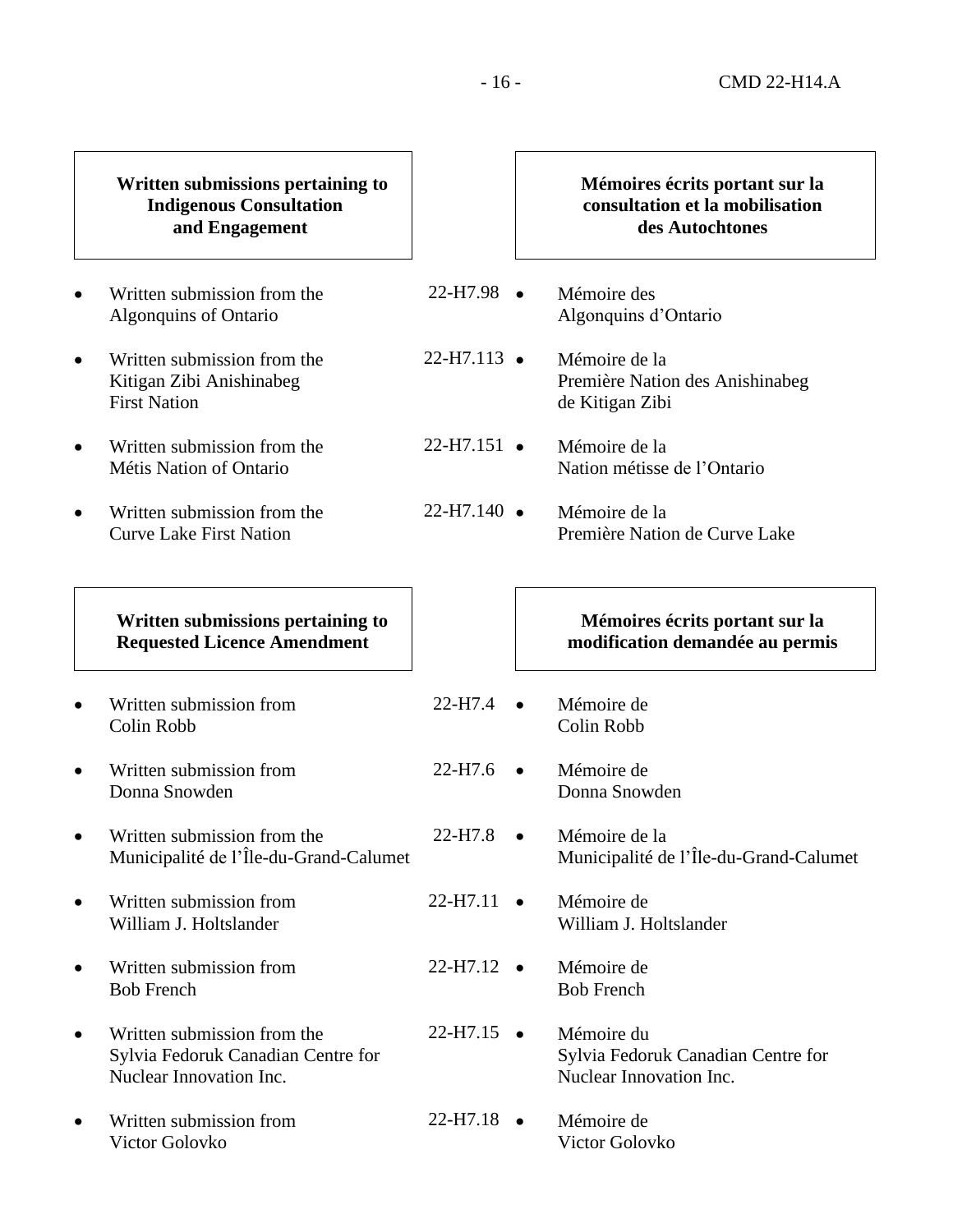| Written submissions pertaining to Indigenous Consultation and Engagement | | Mémoires écrits portant sur la consultation et la mobilisation des Autochtones |
|---|---|---|
| • Written submission from the Algonquins of Ontario | 22-H7.98 | • Mémoire des Algonquins d'Ontario |
| • Written submission from the Kitigan Zibi Anishinabeg First Nation | 22-H7.113 | • Mémoire de la Première Nation des Anishinabeg de Kitigan Zibi |
| • Written submission from the Métis Nation of Ontario | 22-H7.151 | • Mémoire de la Nation métisse de l'Ontario |
| • Written submission from the Curve Lake First Nation | 22-H7.140 | • Mémoire de la Première Nation de Curve Lake |

| Written submissions pertaining to Requested Licence Amendment | | Mémoires écrits portant sur la modification demandée au permis |
|---|---|---|
| • Written submission from Colin Robb | 22-H7.4 | • Mémoire de Colin Robb |
| • Written submission from Donna Snowden | 22-H7.6 | • Mémoire de Donna Snowden |
| • Written submission from the Municipalité de l'Île-du-Grand-Calumet | 22-H7.8 | • Mémoire de la Municipalité de l'Île-du-Grand-Calumet |
| • Written submission from William J. Holtslander | 22-H7.11 | • Mémoire de William J. Holtslander |
| • Written submission from Bob French | 22-H7.12 | • Mémoire de Bob French |
| • Written submission from the Sylvia Fedoruk Canadian Centre for Nuclear Innovation Inc. | 22-H7.15 | • Mémoire du Sylvia Fedoruk Canadian Centre for Nuclear Innovation Inc. |
| • Written submission from Victor Golovko | 22-H7.18 | • Mémoire de Victor Golovko |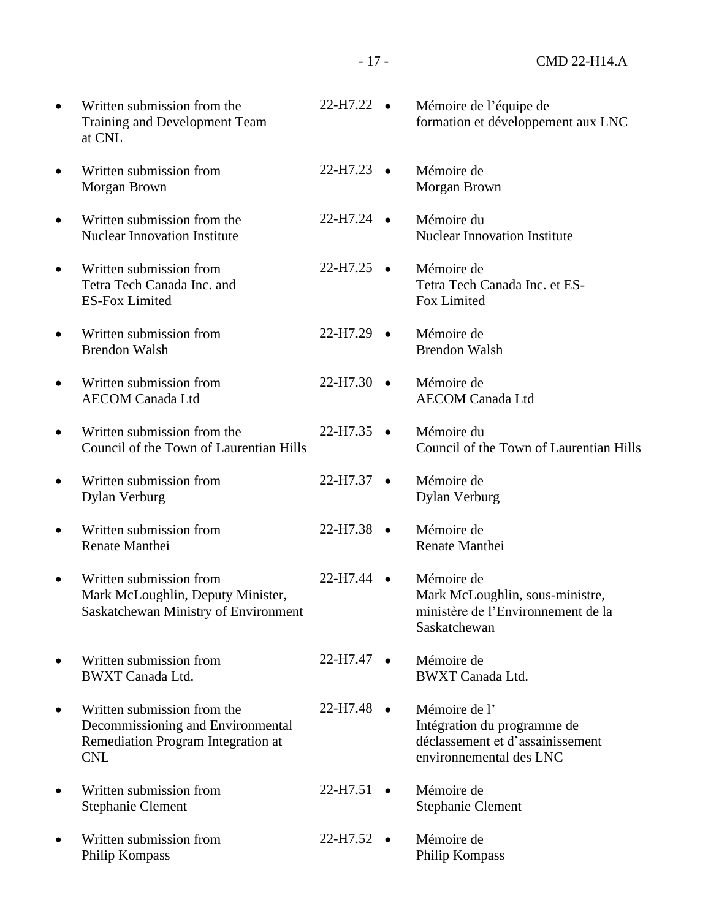| | | |
|---|---|---|
| • Written submission from the Training and Development Team at CNL | 22-H7.22 | • Mémoire de l'équipe de formation et développement aux LNC |
| • Written submission from Morgan Brown | 22-H7.23 | • Mémoire de Morgan Brown |
| • Written submission from the Nuclear Innovation Institute | 22-H7.24 | • Mémoire du Nuclear Innovation Institute |
| • Written submission from Tetra Tech Canada Inc. and ES-Fox Limited | 22-H7.25 | • Mémoire de Tetra Tech Canada Inc. et ES-Fox Limited |
| • Written submission from Brendon Walsh | 22-H7.29 | • Mémoire de Brendon Walsh |
| • Written submission from AECOM Canada Ltd | 22-H7.30 | • Mémoire de AECOM Canada Ltd |
| • Written submission from the Council of the Town of Laurentian Hills | 22-H7.35 | • Mémoire du Council of the Town of Laurentian Hills |
| • Written submission from Dylan Verburg | 22-H7.37 | • Mémoire de Dylan Verburg |
| • Written submission from Renate Manthei | 22-H7.38 | • Mémoire de Renate Manthei |
| • Written submission from Mark McLoughlin, Deputy Minister, Saskatchewan Ministry of Environment | 22-H7.44 | • Mémoire de Mark McLoughlin, sous-ministre, ministère de l'Environnement de la Saskatchewan |
| • Written submission from BWXT Canada Ltd. | 22-H7.47 | • Mémoire de BWXT Canada Ltd. |
| • Written submission from the Decommissioning and Environmental Remediation Program Integration at CNL | 22-H7.48 | • Mémoire de l' Intégration du programme de déclassement et d'assainissement environnemental des LNC |
| • Written submission from Stephanie Clement | 22-H7.51 | • Mémoire de Stephanie Clement |
| • Written submission from Philip Kompass | 22-H7.52 | • Mémoire de Philip Kompass |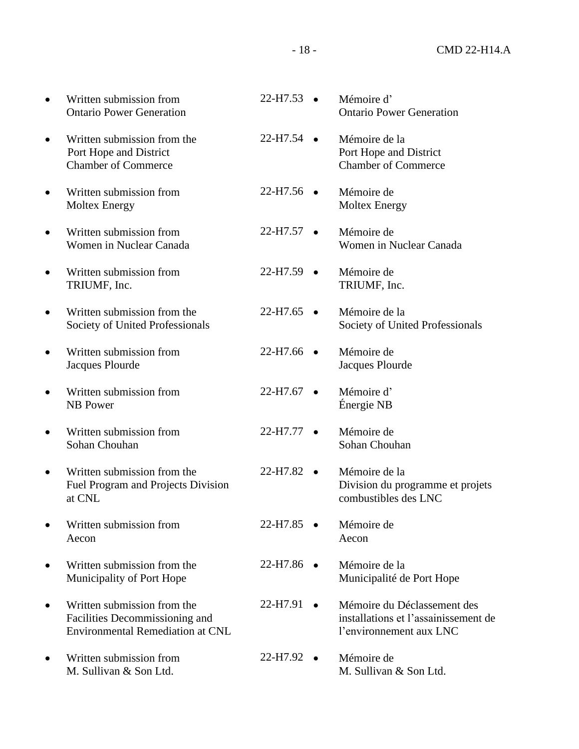| | | |
|---|---|---|
| • Written submission from Ontario Power Generation | 22-H7.53 | • Mémoire d' Ontario Power Generation |
| • Written submission from the Port Hope and District Chamber of Commerce | 22-H7.54 | • Mémoire de la Port Hope and District Chamber of Commerce |
| • Written submission from Moltex Energy | 22-H7.56 | • Mémoire de Moltex Energy |
| • Written submission from Women in Nuclear Canada | 22-H7.57 | • Mémoire de Women in Nuclear Canada |
| • Written submission from TRIUMF, Inc. | 22-H7.59 | • Mémoire de TRIUMF, Inc. |
| • Written submission from the Society of United Professionals | 22-H7.65 | • Mémoire de la Society of United Professionals |
| • Written submission from Jacques Plourde | 22-H7.66 | • Mémoire de Jacques Plourde |
| • Written submission from NB Power | 22-H7.67 | • Mémoire d' Énergie NB |
| • Written submission from Sohan Chouhan | 22-H7.77 | • Mémoire de Sohan Chouhan |
| • Written submission from the Fuel Program and Projects Division at CNL | 22-H7.82 | • Mémoire de la Division du programme et projets combustibles des LNC |
| • Written submission from Aecon | 22-H7.85 | • Mémoire de Aecon |
| • Written submission from the Municipality of Port Hope | 22-H7.86 | • Mémoire de la Municipalité de Port Hope |
| • Written submission from the Facilities Decommissioning and Environmental Remediation at CNL | 22-H7.91 | • Mémoire du Déclassement des installations et l'assainissement de l'environnement aux LNC |
| • Written submission from M. Sullivan & Son Ltd. | 22-H7.92 | • Mémoire de M. Sullivan & Son Ltd. |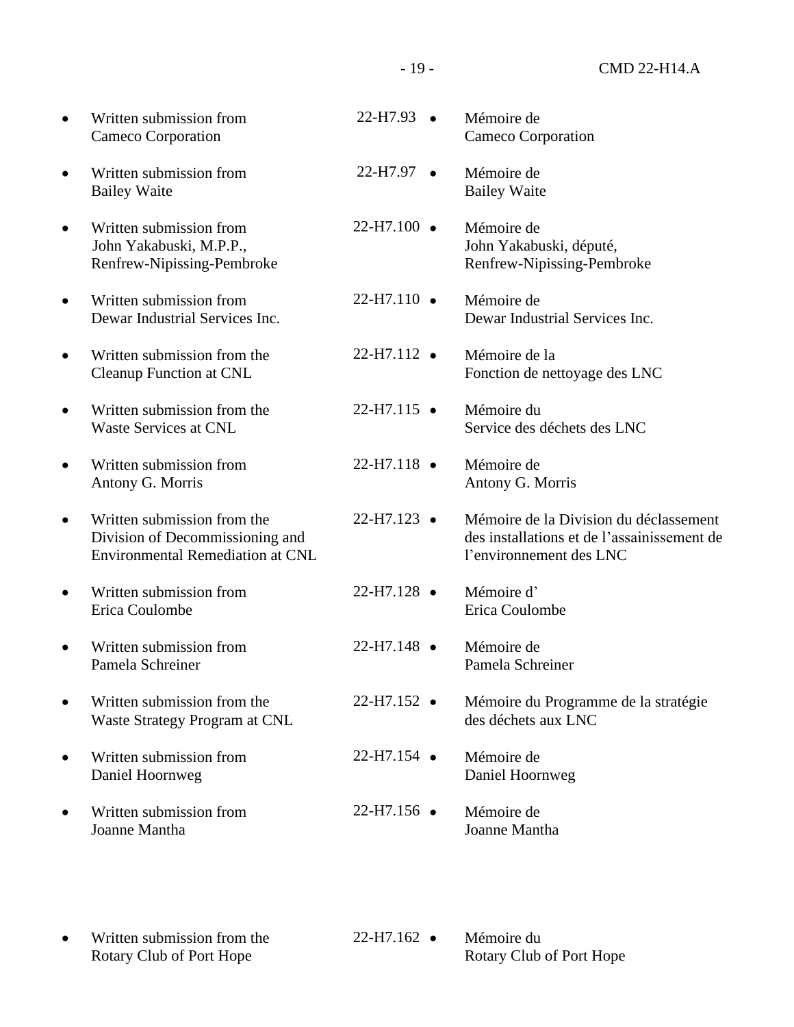| | | |
|---|---|---|
| • Written submission from Cameco Corporation | 22-H7.93 | • Mémoire de Cameco Corporation |
| • Written submission from Bailey Waite | 22-H7.97 | • Mémoire de Bailey Waite |
| • Written submission from John Yakabuski, M.P.P., Renfrew-Nipissing-Pembroke | 22-H7.100 | • Mémoire de John Yakabuski, député, Renfrew-Nipissing-Pembroke |
| • Written submission from Dewar Industrial Services Inc. | 22-H7.110 | • Mémoire de Dewar Industrial Services Inc. |
| • Written submission from the Cleanup Function at CNL | 22-H7.112 | • Mémoire de la Fonction de nettoyage des LNC |
| • Written submission from the Waste Services at CNL | 22-H7.115 | • Mémoire du Service des déchets des LNC |
| • Written submission from Antony G. Morris | 22-H7.118 | • Mémoire de Antony G. Morris |
| • Written submission from the Division of Decommissioning and Environmental Remediation at CNL | 22-H7.123 | • Mémoire de la Division du déclassement des installations et de l'assainissement de l'environnement des LNC |
| • Written submission from Erica Coulombe | 22-H7.128 | • Mémoire d' Erica Coulombe |
| • Written submission from Pamela Schreiner | 22-H7.148 | • Mémoire de Pamela Schreiner |
| • Written submission from the Waste Strategy Program at CNL | 22-H7.152 | • Mémoire du Programme de la stratégie des déchets aux LNC |
| • Written submission from Daniel Hoornweg | 22-H7.154 | • Mémoire de Daniel Hoornweg |
| • Written submission from Joanne Mantha | 22-H7.156 | • Mémoire de Joanne Mantha |
| • Written submission from the Rotary Club of Port Hope | 22-H7.162 | • Mémoire du Rotary Club of Port Hope |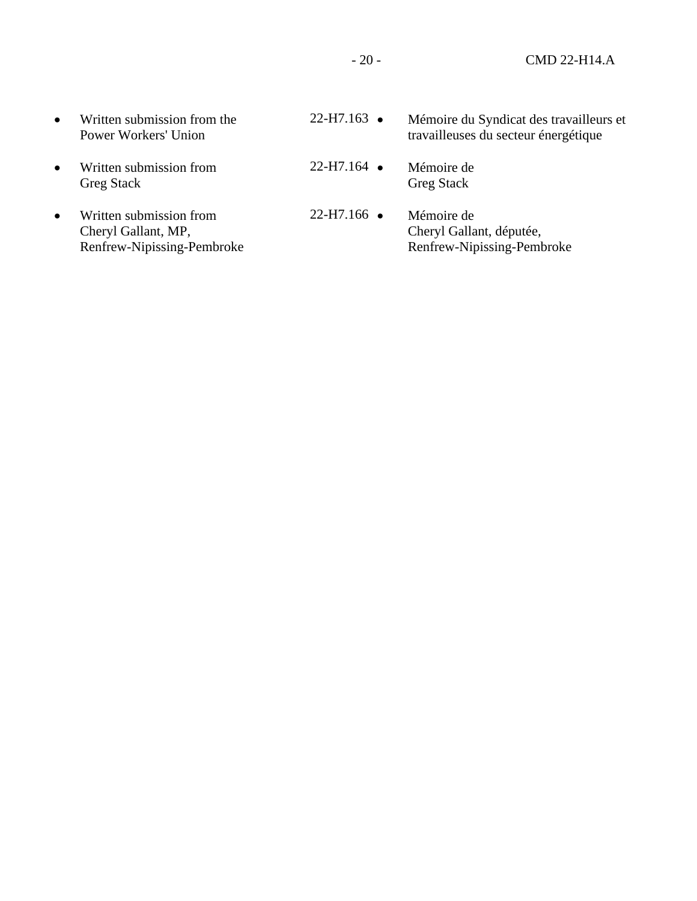| | | |
|---|---|---|
| • Written submission from the Power Workers' Union | 22-H7.163 | • Mémoire du Syndicat des travailleurs et travailleuses du secteur énergétique |
| • Written submission from Greg Stack | 22-H7.164 | • Mémoire de Greg Stack |
| • Written submission from Cheryl Gallant, MP, Renfrew-Nipissing-Pembroke | 22-H7.166 | • Mémoire de Cheryl Gallant, députée, Renfrew-Nipissing-Pembroke |